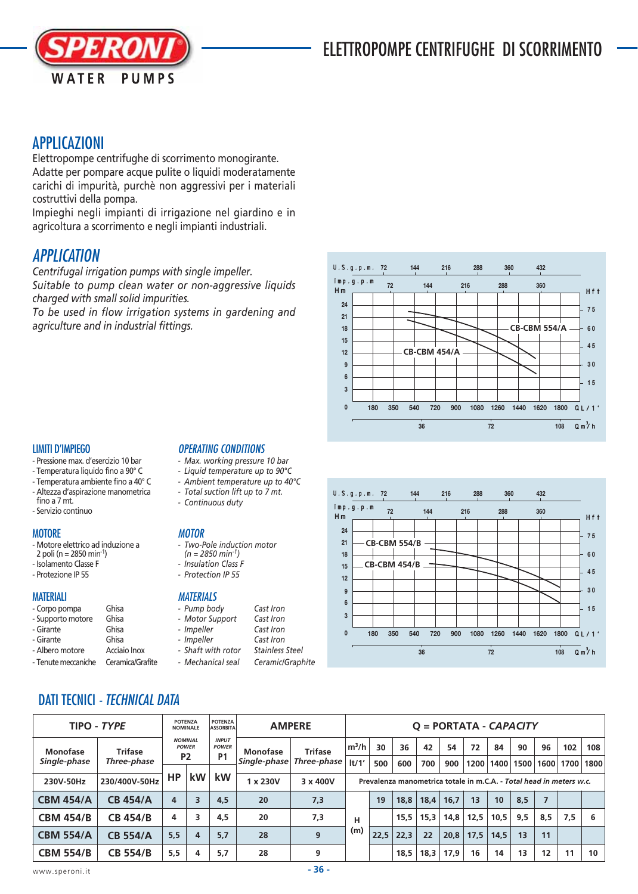# ELETTROPOMPE CENTRIFUGHE DI SCORRIMENTO

## APPLICAZIONI

Elettropompe centrifughe di scorrimento monogirante.
Adatte per pompare acque pulite o liquidi moderatamente carichi di impurità, purchè non aggressivi per i materiali costruttivi della pompa.
Impieghi negli impianti di irrigazione nel giardino e in agricoltura a scorrimento e negli impianti industriali.

## *APPLICATION*

*Centrifugal irrigation pumps with single impeller.*
*Suitable to pump clean water or non-aggressive liquids charged with small solid impurities.*
*To be used in flow irrigation systems in gardening and agriculture and in industrial fittings.*

### LIMITI D'IMPIEGO

- Pressione max. d'esercizio 10 bar
- Temperatura liquido fino a 90° C
- Temperatura ambiente fino a 40° C
- Altezza d'aspirazione manometrica fino a 7 mt.
- Servizio continuo

### *OPERATING CONDITIONS*

- *Max. working pressure 10 bar*
- *Liquid temperature up to 90°C*
- *Ambient temperature up to 40°C*
- *Total suction lift up to 7 mt.*
- *Continuous duty*

### MOTORE

- Motore elettrico ad induzione a 2 poli (n = 2850 $min^{-1}$)
- Isolamento Classe F
- Protezione IP 55

### *MOTOR*

- *Two-Pole induction motor (n = 2850 $min^{-1}$)*
- *Insulation Class F*
- *Protection IP 55*

### MATERIALI

| | |
|---|---|
| - Corpo pompa | Ghisa |
| - Supporto motore | Ghisa |
| - Girante | Ghisa |
| - Girante | Ghisa |
| - Albero motore | Acciaio Inox |
| - Tenute meccaniche | Ceramica/Grafite |

### *MATERIALS*

| | |
|---|---|
| - *Pump body* | *Cast Iron* |
| - *Motor Support* | *Cast Iron* |
| - *Impeller* | *Cast Iron* |
| - *Impeller* | *Cast Iron* |
| - *Shaft with rotor* | *Stainless Steel* |
| - *Mechanical seal* | *Ceramic/Graphite* |

## DATI TECNICI - *TECHNICAL DATA*

| TIPO - *TYPE* | | POTENZA NOMINALE | | POTENZA ASSORBITA | AMPERE | | Q = PORTATA - *CAPACITY* | | | | | | | | | | |
|---|---|---|---|---|---|---|---|---|---|---|---|---|---|---|---|---|---|
| Monofase *Single-phase* | Trifase *Three-phase* | *NOMINAL POWER* P2 | | *INPUT POWER* P1 | Monofase *Single-phase* | Trifase *Three-phase* | $m^3/h$ | 30 | 36 | 42 | 54 | 72 | 84 | 90 | 96 | 102 | 108 |
| | | | | | | | lt/1' | 500 | 600 | 700 | 900 | 1200 | 1400 | 1500 | 1600 | 1700 | 1800 |
| 230V-50Hz | 230/400V-50Hz | HP | kW | kW | 1 x 230V | 3 x 400V | Prevalenza manometrica totale in m.C.A. - *Total head in meters w.c.* | | | | | | | | | | |
| CBM 454/A | CB 454/A | 4 | 3 | 4,5 | 20 | 7,3 | H (m) | 19 | 18,8 | 18,4 | 16,7 | 13 | 10 | 8,5 | 7 | | |
| CBM 454/B | CB 454/B | 4 | 3 | 4,5 | 20 | 7,3 | | | 15,5 | 15,3 | 14,8 | 12,5 | 10,5 | 9,5 | 8,5 | 7,5 | 6 |
| CBM 554/A | CB 554/A | 5,5 | 4 | 5,7 | 28 | 9 | | 22,5 | 22,3 | 22 | 20,8 | 17,5 | 14,5 | 13 | 11 | | |
| CBM 554/B | CB 554/B | 5,5 | 4 | 5,7 | 28 | 9 | | | 18,5 | 18,3 | 17,9 | 16 | 14 | 13 | 12 | 11 | 10 |

www.speroni.it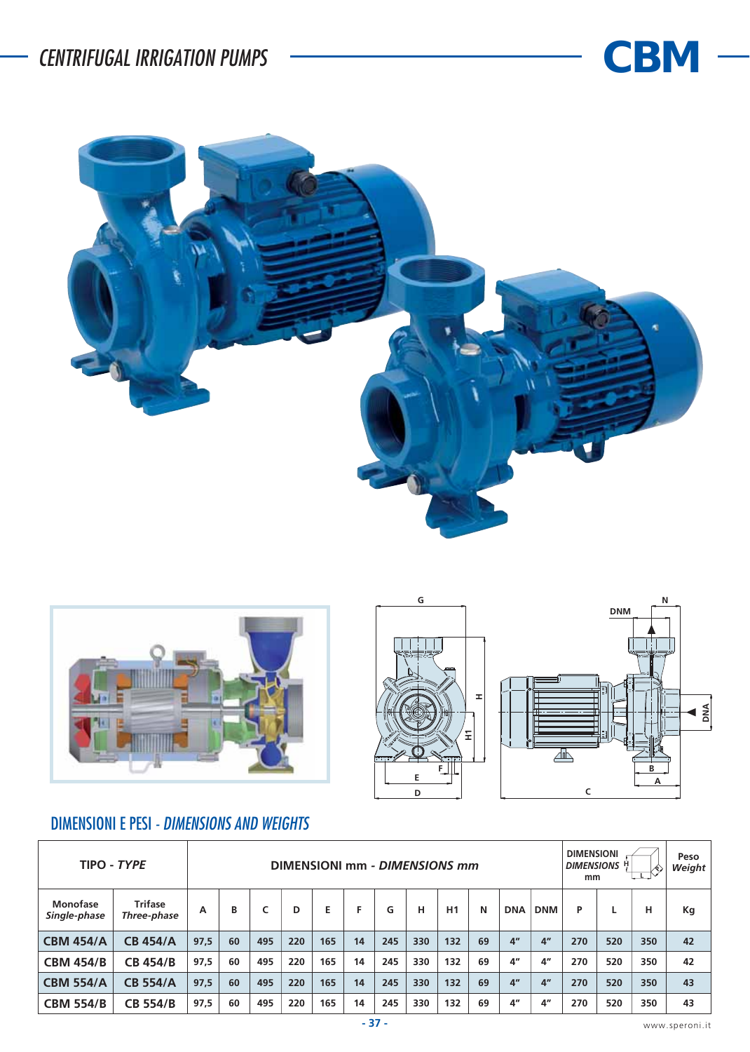# CENTRIFUGAL IRRIGATION PUMPS

# CBM

## DIMENSIONI E PESI - *DIMENSIONS AND WEIGHTS*

| TIPO - *TYPE* | | DIMENSIONI mm - *DIMENSIONS mm* | | | | | | | | | | | | DIMENSIONI *DIMENSIONS* mm | | | Peso *Weight* |
|---|---|---|---|---|---|---|---|---|---|---|---|---|---|---|---|---|---|
| Monofase *Single-phase* | Trifase *Three-phase* | A | B | C | D | E | F | G | H | H1 | N | DNA | DNM | P | L | H | Kg |
| **CBM 454/A** | **CB 454/A** | 97,5 | 60 | 495 | 220 | 165 | 14 | 245 | 330 | 132 | 69 | 4" | 4" | 270 | 520 | 350 | 42 |
| **CBM 454/B** | **CB 454/B** | 97,5 | 60 | 495 | 220 | 165 | 14 | 245 | 330 | 132 | 69 | 4" | 4" | 270 | 520 | 350 | 42 |
| **CBM 554/A** | **CB 554/A** | 97,5 | 60 | 495 | 220 | 165 | 14 | 245 | 330 | 132 | 69 | 4" | 4" | 270 | 520 | 350 | 43 |
| **CBM 554/B** | **CB 554/B** | 97,5 | 60 | 495 | 220 | 165 | 14 | 245 | 330 | 132 | 69 | 4" | 4" | 270 | 520 | 350 | 43 |

www.speroni.it